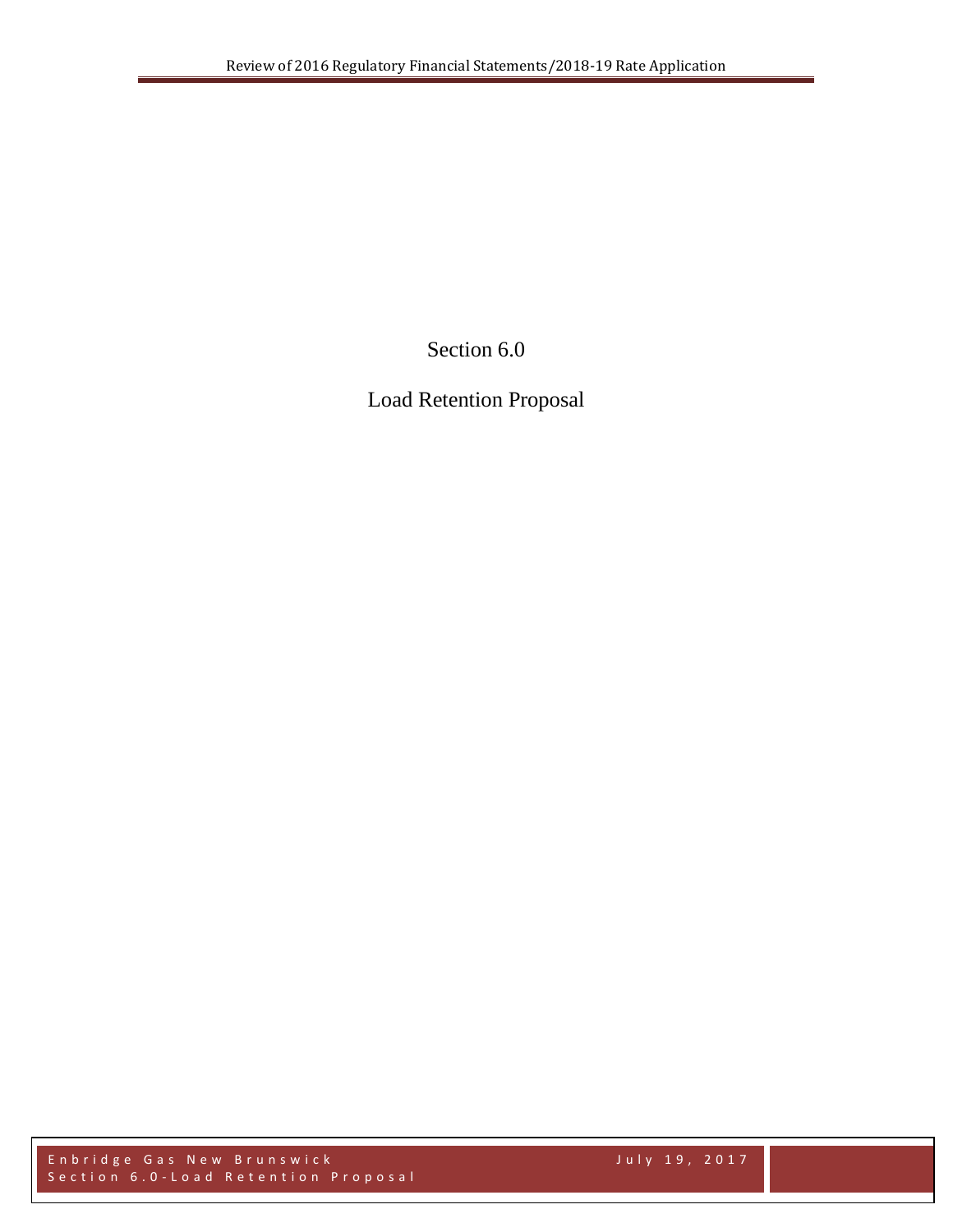# Section 6.0

# Load Retention Proposal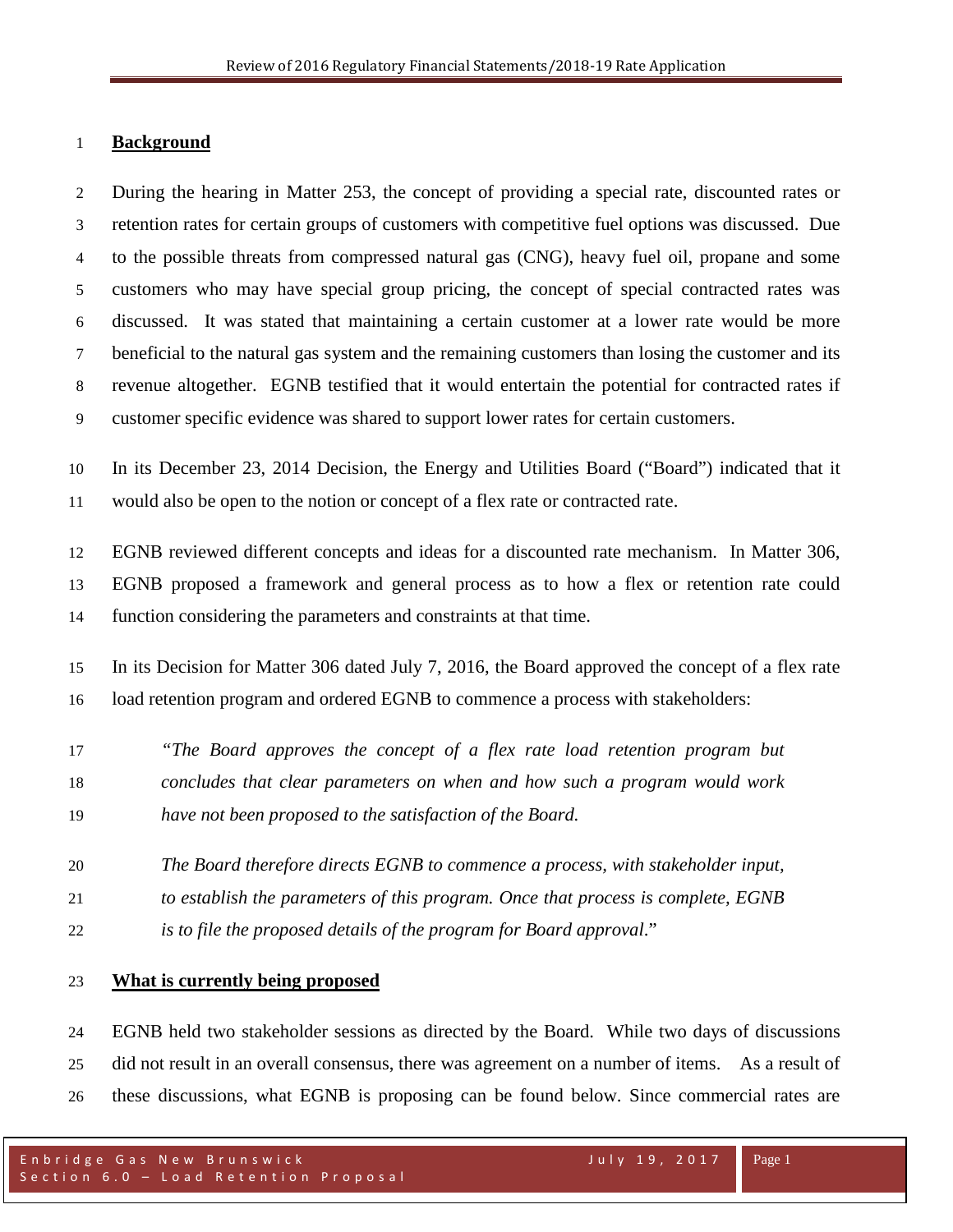**Background**

During the hearing in Matter 253, the concept of providing a special rate, discounted rates or retention rates for certain groups of customers with competitive fuel options was discussed. Due to the possible threats from compressed natural gas (CNG), heavy fuel oil, propane and some customers who may have special group pricing, the concept of special contracted rates was discussed. It was stated that maintaining a certain customer at a lower rate would be more beneficial to the natural gas system and the remaining customers than losing the customer and its revenue altogether. EGNB testified that it would entertain the potential for contracted rates if customer specific evidence was shared to support lower rates for certain customers.

In its December 23, 2014 Decision, the Energy and Utilities Board ("Board") indicated that it would also be open to the notion or concept of a flex rate or contracted rate.

EGNB reviewed different concepts and ideas for a discounted rate mechanism. In Matter 306, EGNB proposed a framework and general process as to how a flex or retention rate could function considering the parameters and constraints at that time.

In its Decision for Matter 306 dated July 7, 2016, the Board approved the concept of a flex rate load retention program and ordered EGNB to commence a process with stakeholders:

> *"The Board approves the concept of a flex rate load retention program but concludes that clear parameters on when and how such a program would work have not been proposed to the satisfaction of the Board.*
>
> *The Board therefore directs EGNB to commence a process, with stakeholder input, to establish the parameters of this program. Once that process is complete, EGNB is to file the proposed details of the program for Board approval."*

**What is currently being proposed**

EGNB held two stakeholder sessions as directed by the Board. While two days of discussions did not result in an overall consensus, there was agreement on a number of items. As a result of these discussions, what EGNB is proposing can be found below. Since commercial rates are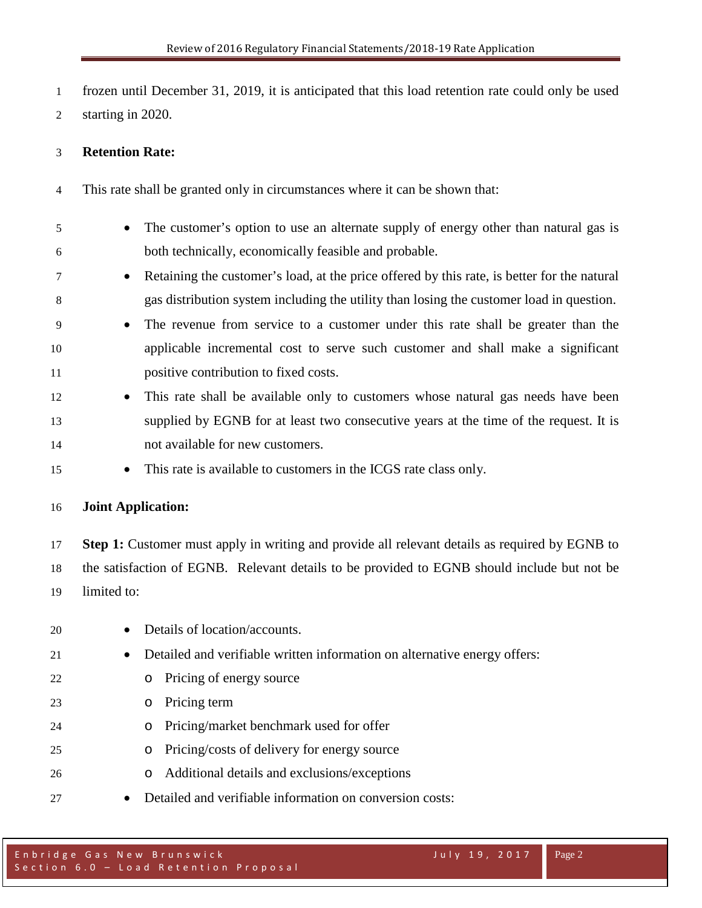frozen until December 31, 2019, it is anticipated that this load retention rate could only be used starting in 2020.

**Retention Rate:**

This rate shall be granted only in circumstances where it can be shown that:

- The customer's option to use an alternate supply of energy other than natural gas is both technically, economically feasible and probable.
- Retaining the customer's load, at the price offered by this rate, is better for the natural gas distribution system including the utility than losing the customer load in question.
- The revenue from service to a customer under this rate shall be greater than the applicable incremental cost to serve such customer and shall make a significant positive contribution to fixed costs.
- This rate shall be available only to customers whose natural gas needs have been supplied by EGNB for at least two consecutive years at the time of the request. It is not available for new customers.
- This rate is available to customers in the ICGS rate class only.

**Joint Application:**

**Step 1:** Customer must apply in writing and provide all relevant details as required by EGNB to the satisfaction of EGNB. Relevant details to be provided to EGNB should include but not be limited to:

- Details of location/accounts.
- Detailed and verifiable written information on alternative energy offers:
  - Pricing of energy source
  - Pricing term
  - Pricing/market benchmark used for offer
  - Pricing/costs of delivery for energy source
  - Additional details and exclusions/exceptions
- Detailed and verifiable information on conversion costs: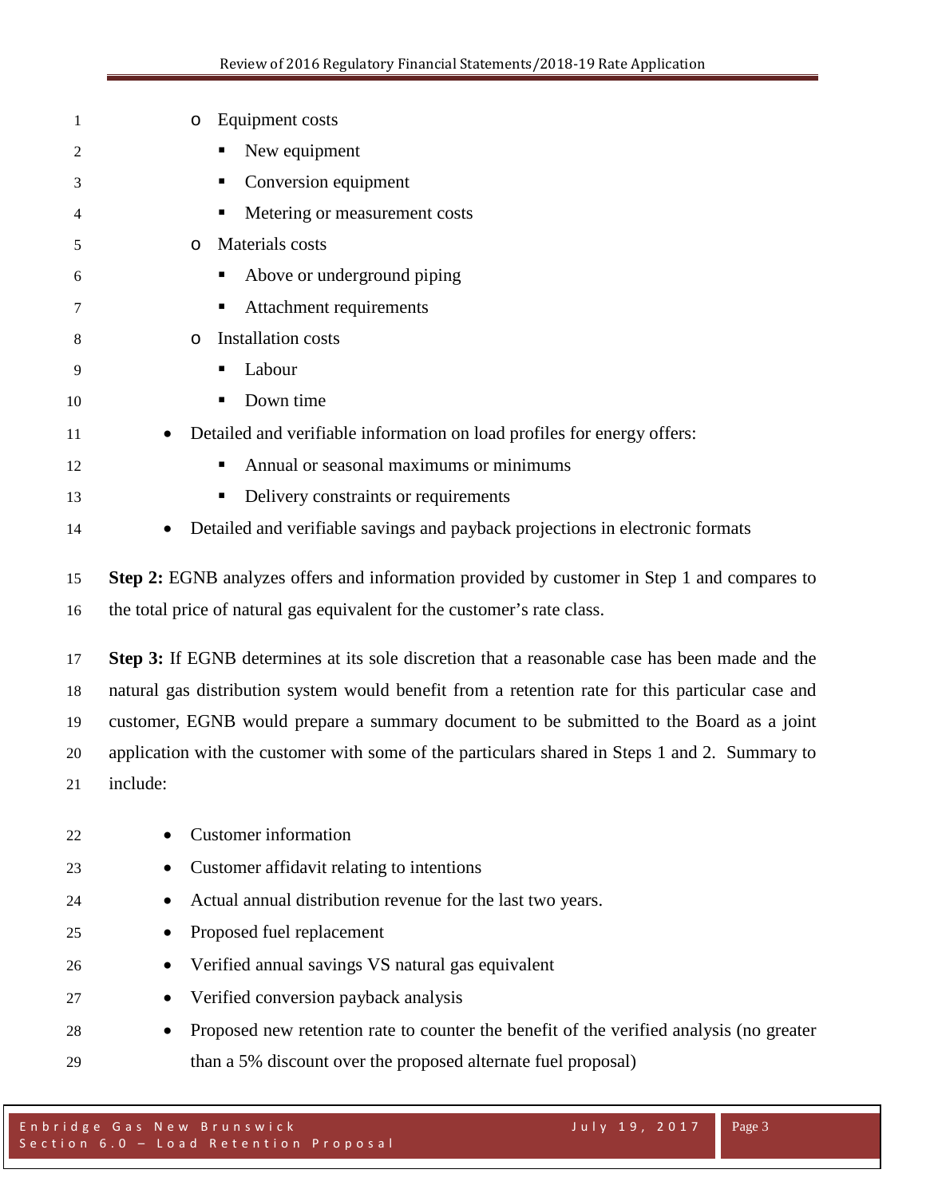- Equipment costs
  - New equipment
  - Conversion equipment
  - Metering or measurement costs
- Materials costs
  - Above or underground piping
  - Attachment requirements
- Installation costs
  - Labour
  - Down time

- Detailed and verifiable information on load profiles for energy offers:
  - Annual or seasonal maximums or minimums
  - Delivery constraints or requirements
- Detailed and verifiable savings and payback projections in electronic formats

**Step 2:** EGNB analyzes offers and information provided by customer in Step 1 and compares to the total price of natural gas equivalent for the customer's rate class.

**Step 3:** If EGNB determines at its sole discretion that a reasonable case has been made and the natural gas distribution system would benefit from a retention rate for this particular case and customer, EGNB would prepare a summary document to be submitted to the Board as a joint application with the customer with some of the particulars shared in Steps 1 and 2. Summary to include:

- Customer information
- Customer affidavit relating to intentions
- Actual annual distribution revenue for the last two years.
- Proposed fuel replacement
- Verified annual savings VS natural gas equivalent
- Verified conversion payback analysis
- Proposed new retention rate to counter the benefit of the verified analysis (no greater than a 5% discount over the proposed alternate fuel proposal)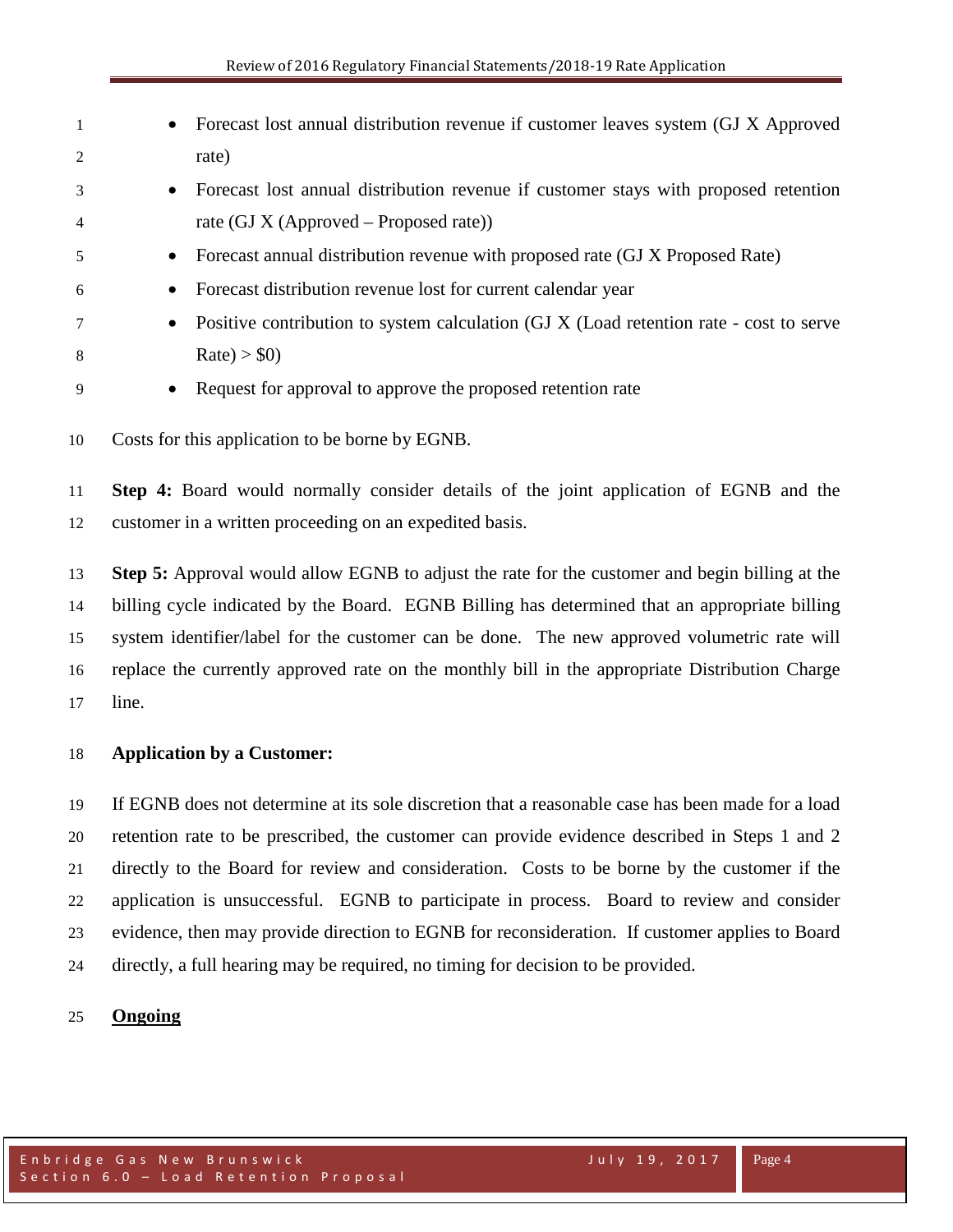- Forecast lost annual distribution revenue if customer leaves system (GJ X Approved rate)
- Forecast lost annual distribution revenue if customer stays with proposed retention rate (GJ X (Approved – Proposed rate))
- Forecast annual distribution revenue with proposed rate (GJ X Proposed Rate)
- Forecast distribution revenue lost for current calendar year
- Positive contribution to system calculation (GJ X (Load retention rate - cost to serve Rate) > $0)
- Request for approval to approve the proposed retention rate

Costs for this application to be borne by EGNB.

**Step 4:** Board would normally consider details of the joint application of EGNB and the customer in a written proceeding on an expedited basis.

**Step 5:** Approval would allow EGNB to adjust the rate for the customer and begin billing at the billing cycle indicated by the Board. EGNB Billing has determined that an appropriate billing system identifier/label for the customer can be done. The new approved volumetric rate will replace the currently approved rate on the monthly bill in the appropriate Distribution Charge line.

**Application by a Customer:**

If EGNB does not determine at its sole discretion that a reasonable case has been made for a load retention rate to be prescribed, the customer can provide evidence described in Steps 1 and 2 directly to the Board for review and consideration. Costs to be borne by the customer if the application is unsuccessful. EGNB to participate in process. Board to review and consider evidence, then may provide direction to EGNB for reconsideration. If customer applies to Board directly, a full hearing may be required, no timing for decision to be provided.

**Ongoing**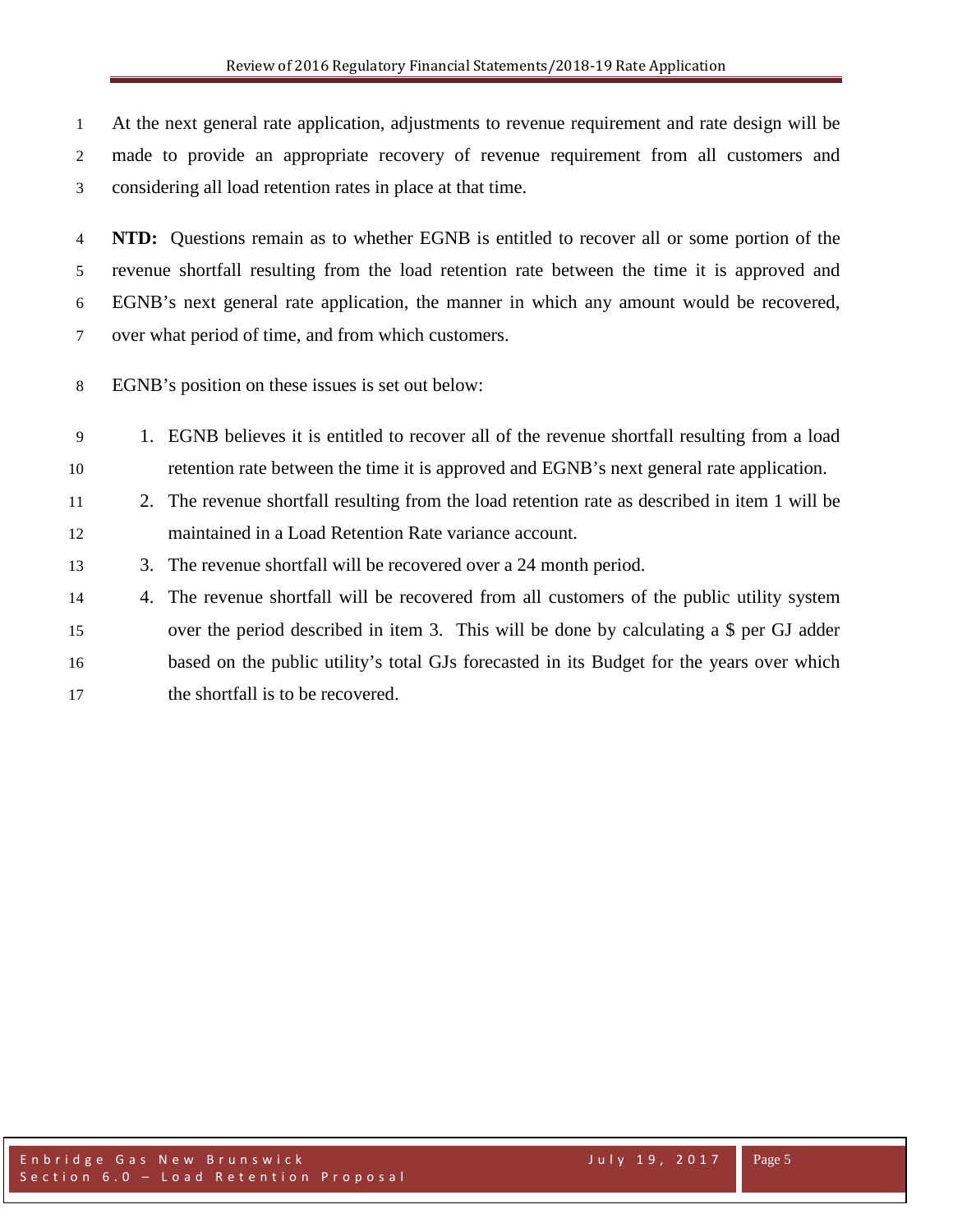At the next general rate application, adjustments to revenue requirement and rate design will be made to provide an appropriate recovery of revenue requirement from all customers and considering all load retention rates in place at that time.

**NTD:** Questions remain as to whether EGNB is entitled to recover all or some portion of the revenue shortfall resulting from the load retention rate between the time it is approved and EGNB's next general rate application, the manner in which any amount would be recovered, over what period of time, and from which customers.

EGNB's position on these issues is set out below:

1. EGNB believes it is entitled to recover all of the revenue shortfall resulting from a load retention rate between the time it is approved and EGNB's next general rate application.
2. The revenue shortfall resulting from the load retention rate as described in item 1 will be maintained in a Load Retention Rate variance account.
3. The revenue shortfall will be recovered over a 24 month period.
4. The revenue shortfall will be recovered from all customers of the public utility system over the period described in item 3. This will be done by calculating a $ per GJ adder based on the public utility's total GJs forecasted in its Budget for the years over which the shortfall is to be recovered.